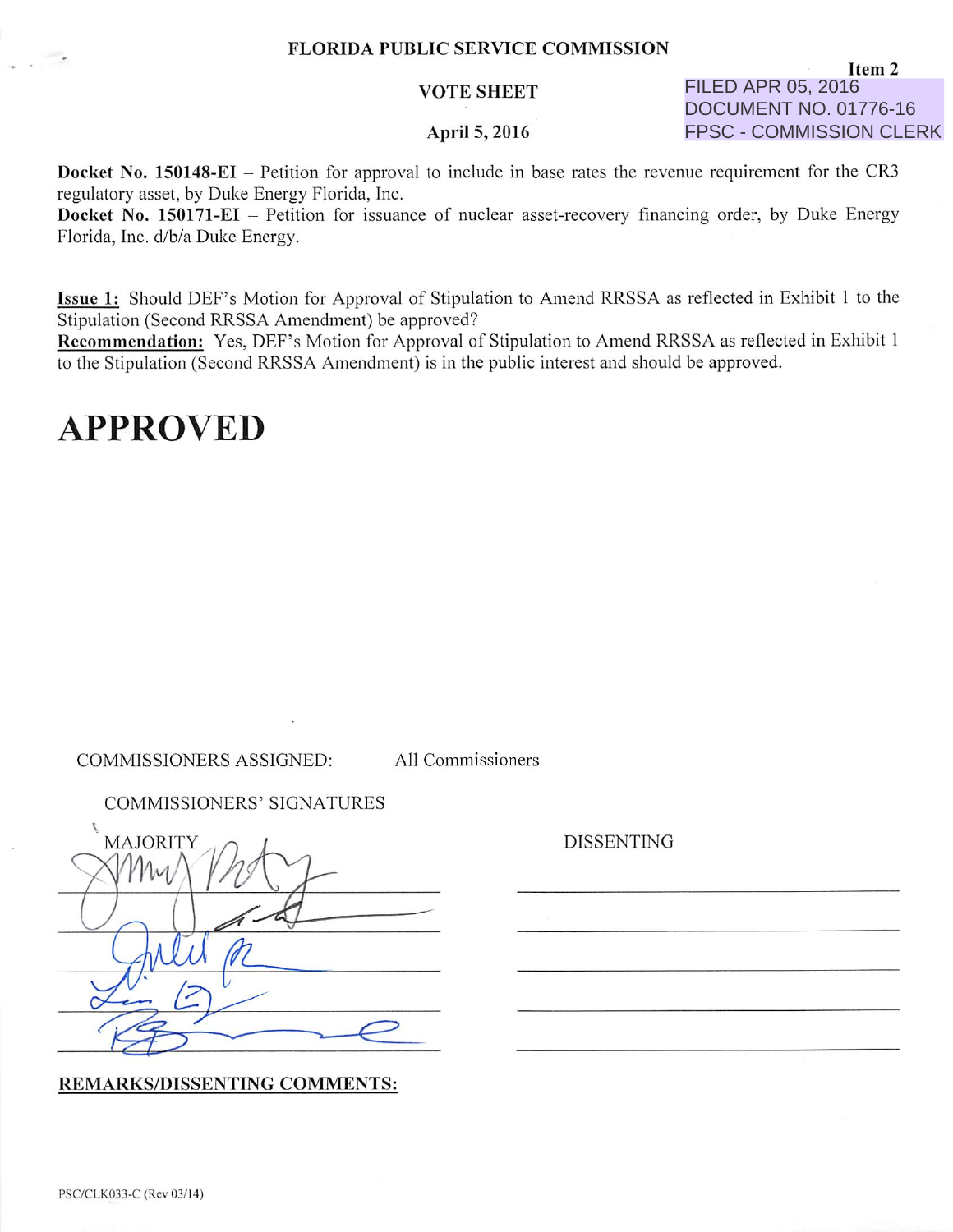**FLORIDA PUBLIC SERVICE COMMISSION**

**Item 2**

FILED APR 05, 2016
DOCUMENT NO. 01776-16
FPSC - COMMISSION CLERK

**VOTE SHEET**

**April 5, 2016**

**Docket No. 150148-EI** – Petition for approval to include in base rates the revenue requirement for the CR3 regulatory asset, by Duke Energy Florida, Inc.

**Docket No. 150171-EI** – Petition for issuance of nuclear asset-recovery financing order, by Duke Energy Florida, Inc. d/b/a Duke Energy.

**Issue 1:** Should DEF's Motion for Approval of Stipulation to Amend RRSSA as reflected in Exhibit 1 to the Stipulation (Second RRSSA Amendment) be approved?

**Recommendation:** Yes, DEF's Motion for Approval of Stipulation to Amend RRSSA as reflected in Exhibit 1 to the Stipulation (Second RRSSA Amendment) is in the public interest and should be approved.

# APPROVED

COMMISSIONERS ASSIGNED: All Commissioners

COMMISSIONERS' SIGNATURES

| MAJORITY | DISSENTING |
|---|---|
| [signature] | |
| [signature] | |
| [signature] | |
| [signature] | |
| [signature] | |

**REMARKS/DISSENTING COMMENTS:**

PSC/CLK033-C (Rev 03/14)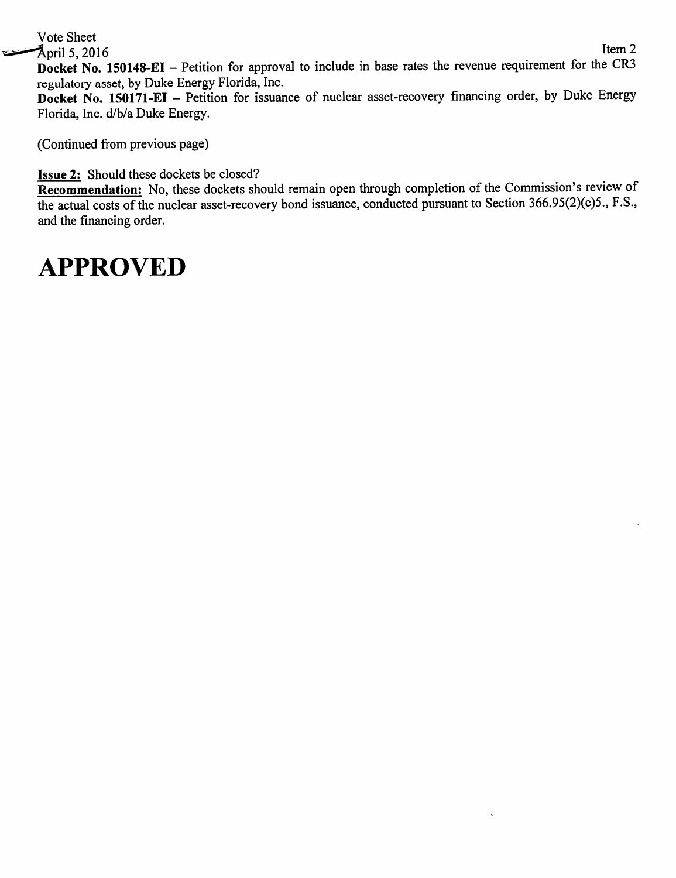Vote Sheet

April 5, 2016

Item 2

**Docket No. 150148-EI** – Petition for approval to include in base rates the revenue requirement for the CR3 regulatory asset, by Duke Energy Florida, Inc.

**Docket No. 150171-EI** – Petition for issuance of nuclear asset-recovery financing order, by Duke Energy Florida, Inc. d/b/a Duke Energy.

(Continued from previous page)

**Issue 2:** Should these dockets be closed?

**Recommendation:** No, these dockets should remain open through completion of the Commission's review of the actual costs of the nuclear asset-recovery bond issuance, conducted pursuant to Section 366.95(2)(c)5., F.S., and the financing order.

# APPROVED